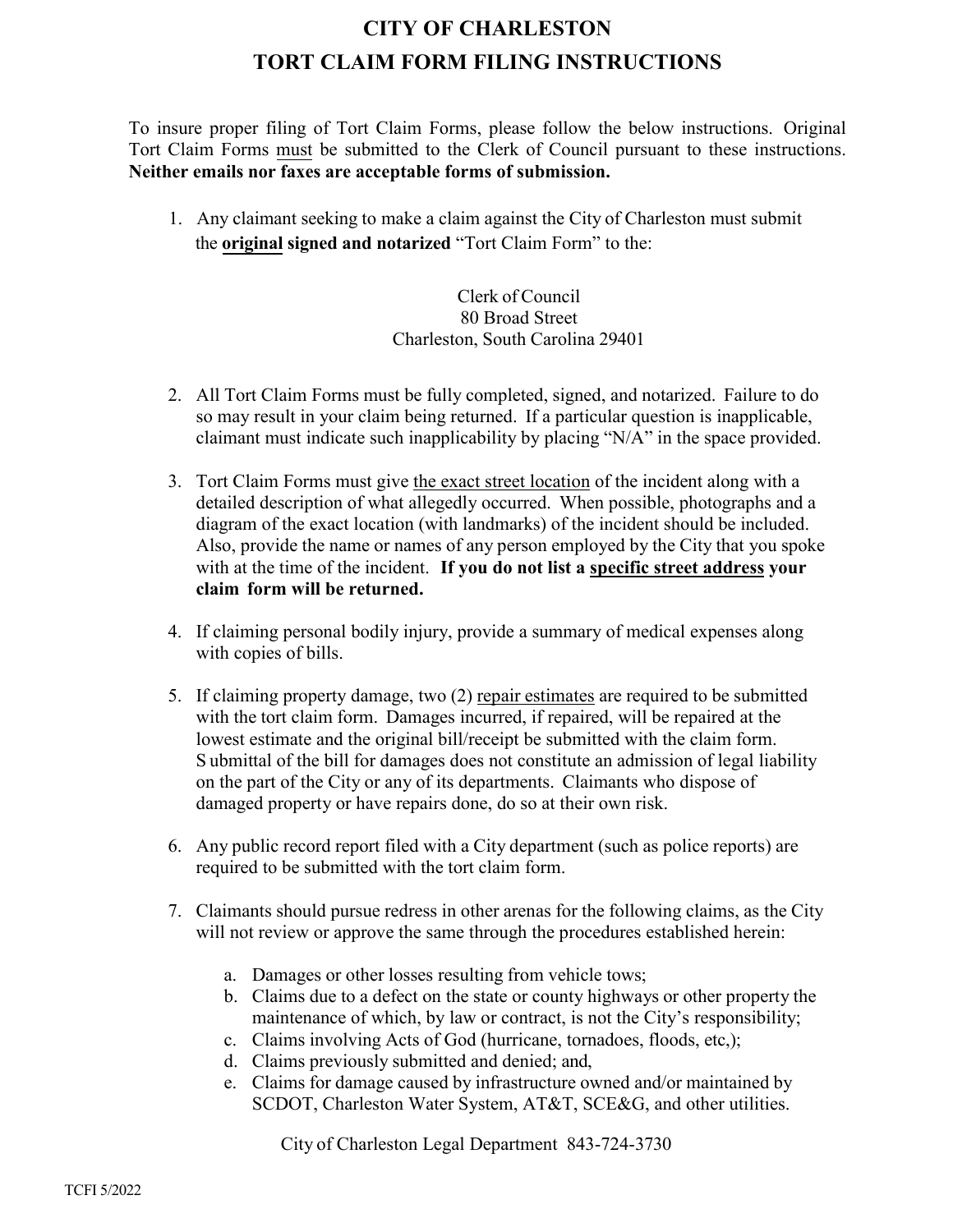# CITY OF CHARLESTON

# TORT CLAIM FORM FILING INSTRUCTIONS

To insure proper filing of Tort Claim Forms, please follow the below instructions. Original Tort Claim Forms must be submitted to the Clerk of Council pursuant to these instructions. **Neither emails nor faxes are acceptable forms of submission.**

1. Any claimant seeking to make a claim against the City of Charleston must submit the **original** **signed and notarized** "Tort Claim Form" to the:

   Clerk of Council
   80 Broad Street
   Charleston, South Carolina 29401

2. All Tort Claim Forms must be fully completed, signed, and notarized. Failure to do so may result in your claim being returned. If a particular question is inapplicable, claimant must indicate such inapplicability by placing "N/A" in the space provided.

3. Tort Claim Forms must give the exact street location of the incident along with a detailed description of what allegedly occurred. When possible, photographs and a diagram of the exact location (with landmarks) of the incident should be included. Also, provide the name or names of any person employed by the City that you spoke with at the time of the incident. **If you do not list a specific street address your claim form will be returned.**

4. If claiming personal bodily injury, provide a summary of medical expenses along with copies of bills.

5. If claiming property damage, two (2) repair estimates are required to be submitted with the tort claim form. Damages incurred, if repaired, will be repaired at the lowest estimate and the original bill/receipt be submitted with the claim form. Submittal of the bill for damages does not constitute an admission of legal liability on the part of the City or any of its departments. Claimants who dispose of damaged property or have repairs done, do so at their own risk.

6. Any public record report filed with a City department (such as police reports) are required to be submitted with the tort claim form.

7. Claimants should pursue redress in other arenas for the following claims, as the City will not review or approve the same through the procedures established herein:

   a. Damages or other losses resulting from vehicle tows;
   b. Claims due to a defect on the state or county highways or other property the maintenance of which, by law or contract, is not the City's responsibility;
   c. Claims involving Acts of God (hurricane, tornadoes, floods, etc,);
   d. Claims previously submitted and denied; and,
   e. Claims for damage caused by infrastructure owned and/or maintained by SCDOT, Charleston Water System, AT&T, SCE&G, and other utilities.

City of Charleston Legal Department 843-724-3730

TCFI 5/2022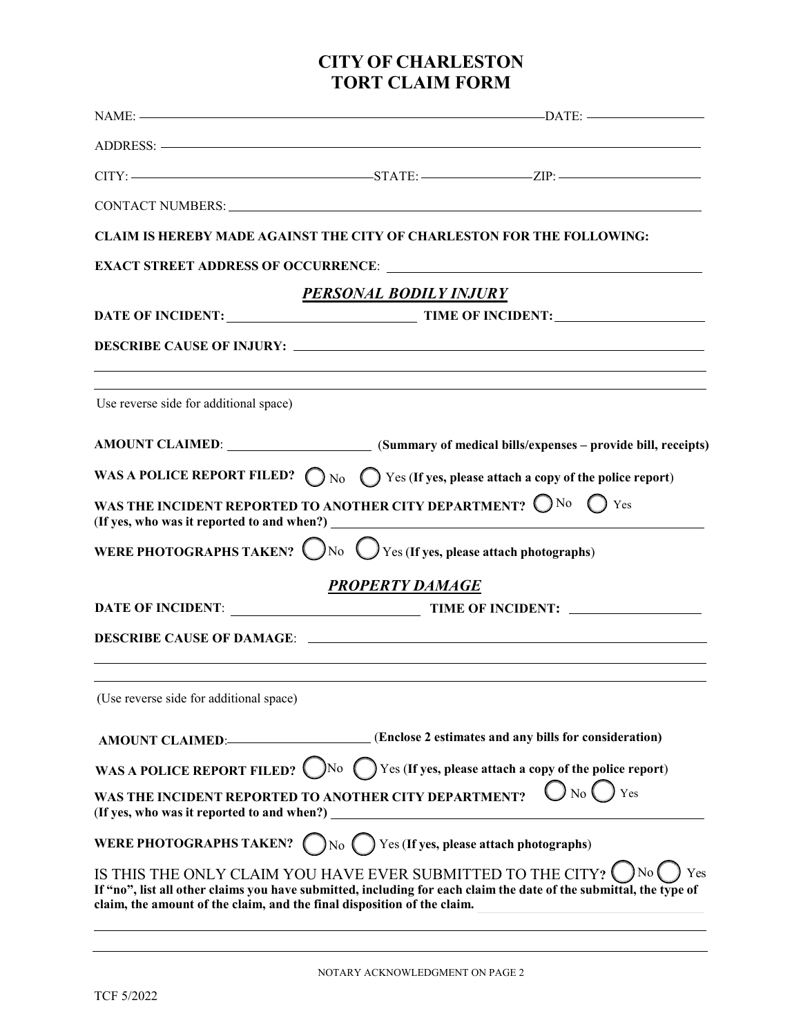# CITY OF CHARLESTON
# TORT CLAIM FORM

NAME: ______________________________ DATE: ______________

ADDRESS: ______________________________

CITY: ______________ STATE: ______________ ZIP: ______________

CONTACT NUMBERS: ______________________________

**CLAIM IS HEREBY MADE AGAINST THE CITY OF CHARLESTON FOR THE FOLLOWING:**

**EXACT STREET ADDRESS OF OCCURRENCE**: ______________________________

## *PERSONAL BODILY INJURY*

**DATE OF INCIDENT:** ______________ **TIME OF INCIDENT:** ______________

**DESCRIBE CAUSE OF INJURY:** ______________________________

______________________________

______________________________

Use reverse side for additional space)

**AMOUNT CLAIMED**: ______________ (**Summary of medical bills/expenses – provide bill, receipts)**

**WAS A POLICE REPORT FILED?** ◯ No ◯ Yes (**If yes, please attach a copy of the police report**)

**WAS THE INCIDENT REPORTED TO ANOTHER CITY DEPARTMENT?** ◯ No ◯ Yes
(**If yes, who was it reported to and when?)** ______________________________

**WERE PHOTOGRAPHS TAKEN?** ◯ No ◯ Yes (**If yes, please attach photographs**)

## *PROPERTY DAMAGE*

**DATE OF INCIDENT**: ______________ **TIME OF INCIDENT:** ______________

**DESCRIBE CAUSE OF DAMAGE**: ______________________________

______________________________

______________________________

(Use reverse side for additional space)

**AMOUNT CLAIMED**: ______________ (**Enclose 2 estimates and any bills for consideration)**

**WAS A POLICE REPORT FILED?** ◯ No ◯ Yes (**If yes, please attach a copy of the police report**)

**WAS THE INCIDENT REPORTED TO ANOTHER CITY DEPARTMENT?** ◯ No ◯ Yes
(**If yes, who was it reported to and when?)** ______________________________

**WERE PHOTOGRAPHS TAKEN?** ◯ No ◯ Yes (**If yes, please attach photographs**)

IS THIS THE ONLY CLAIM YOU HAVE EVER SUBMITTED TO THE CITY? ◯ No ◯ Yes
**If "no", list all other claims you have submitted, including for each claim the date of the submittal, the type of claim, the amount of the claim, and the final disposition of the claim.** ______________________________

______________________________

______________________________

NOTARY ACKNOWLEDGMENT ON PAGE 2

TCF 5/2022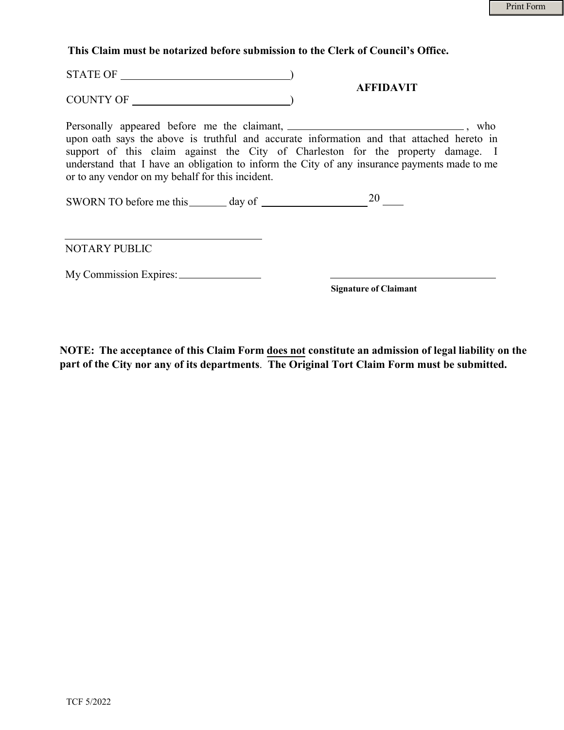**This Claim must be notarized before submission to the Clerk of Council's Office.**

STATE OF ______________________________)

**AFFIDAVIT**

COUNTY OF ______________________________)

Personally appeared before me the claimant, ________________________________, who upon oath says the above is truthful and accurate information and that attached hereto in support of this claim against the City of Charleston for the property damage. I understand that I have an obligation to inform the City of any insurance payments made to me or to any vendor on my behalf for this incident.

SWORN TO before me this _______ day of ____________________ 20 ____

____________________________________

NOTARY PUBLIC

My Commission Expires: _______________

________________________________

**Signature of Claimant**

**NOTE: The acceptance of this Claim Form <u>does not</u> constitute an admission of legal liability on the part of the City nor any of its departments. The Original Tort Claim Form must be submitted.**

TCF 5/2022